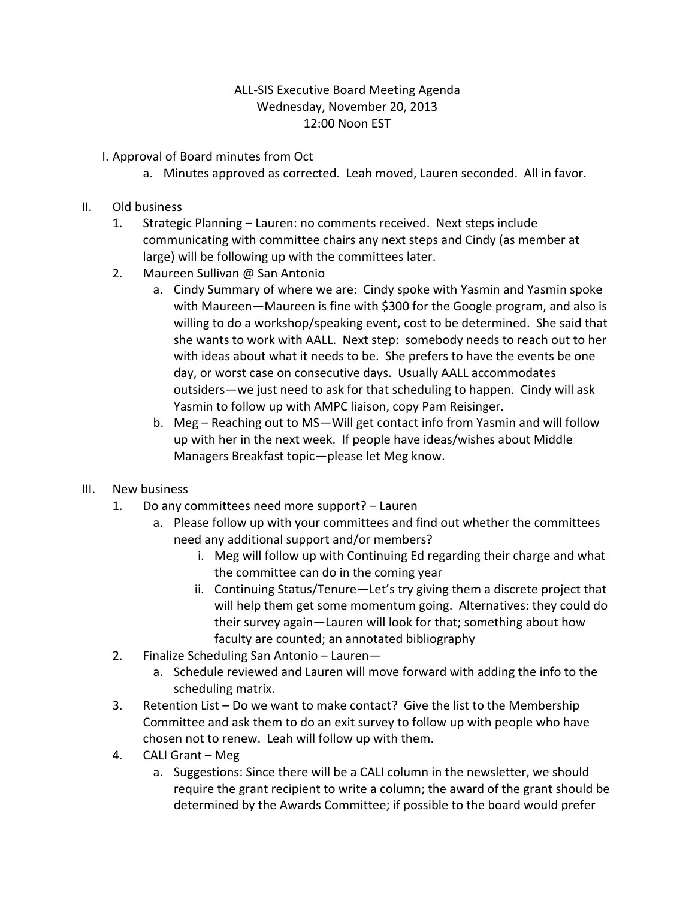ALL-SIS Executive Board Meeting Agenda
Wednesday, November 20, 2013
12:00 Noon EST

I. Approval of Board minutes from Oct
    a. Minutes approved as corrected. Leah moved, Lauren seconded. All in favor.

II. Old business
    1. Strategic Planning – Lauren: no comments received. Next steps include communicating with committee chairs any next steps and Cindy (as member at large) will be following up with the committees later.
    2. Maureen Sullivan @ San Antonio
        a. Cindy Summary of where we are: Cindy spoke with Yasmin and Yasmin spoke with Maureen—Maureen is fine with $300 for the Google program, and also is willing to do a workshop/speaking event, cost to be determined. She said that she wants to work with AALL. Next step: somebody needs to reach out to her with ideas about what it needs to be. She prefers to have the events be one day, or worst case on consecutive days. Usually AALL accommodates outsiders—we just need to ask for that scheduling to happen. Cindy will ask Yasmin to follow up with AMPC liaison, copy Pam Reisinger.
        b. Meg – Reaching out to MS—Will get contact info from Yasmin and will follow up with her in the next week. If people have ideas/wishes about Middle Managers Breakfast topic—please let Meg know.

III. New business
    1. Do any committees need more support? – Lauren
        a. Please follow up with your committees and find out whether the committees need any additional support and/or members?
            i. Meg will follow up with Continuing Ed regarding their charge and what the committee can do in the coming year
            ii. Continuing Status/Tenure—Let's try giving them a discrete project that will help them get some momentum going. Alternatives: they could do their survey again—Lauren will look for that; something about how faculty are counted; an annotated bibliography
    2. Finalize Scheduling San Antonio – Lauren—
        a. Schedule reviewed and Lauren will move forward with adding the info to the scheduling matrix.
    3. Retention List – Do we want to make contact? Give the list to the Membership Committee and ask them to do an exit survey to follow up with people who have chosen not to renew. Leah will follow up with them.
    4. CALI Grant – Meg
        a. Suggestions: Since there will be a CALI column in the newsletter, we should require the grant recipient to write a column; the award of the grant should be determined by the Awards Committee; if possible to the board would prefer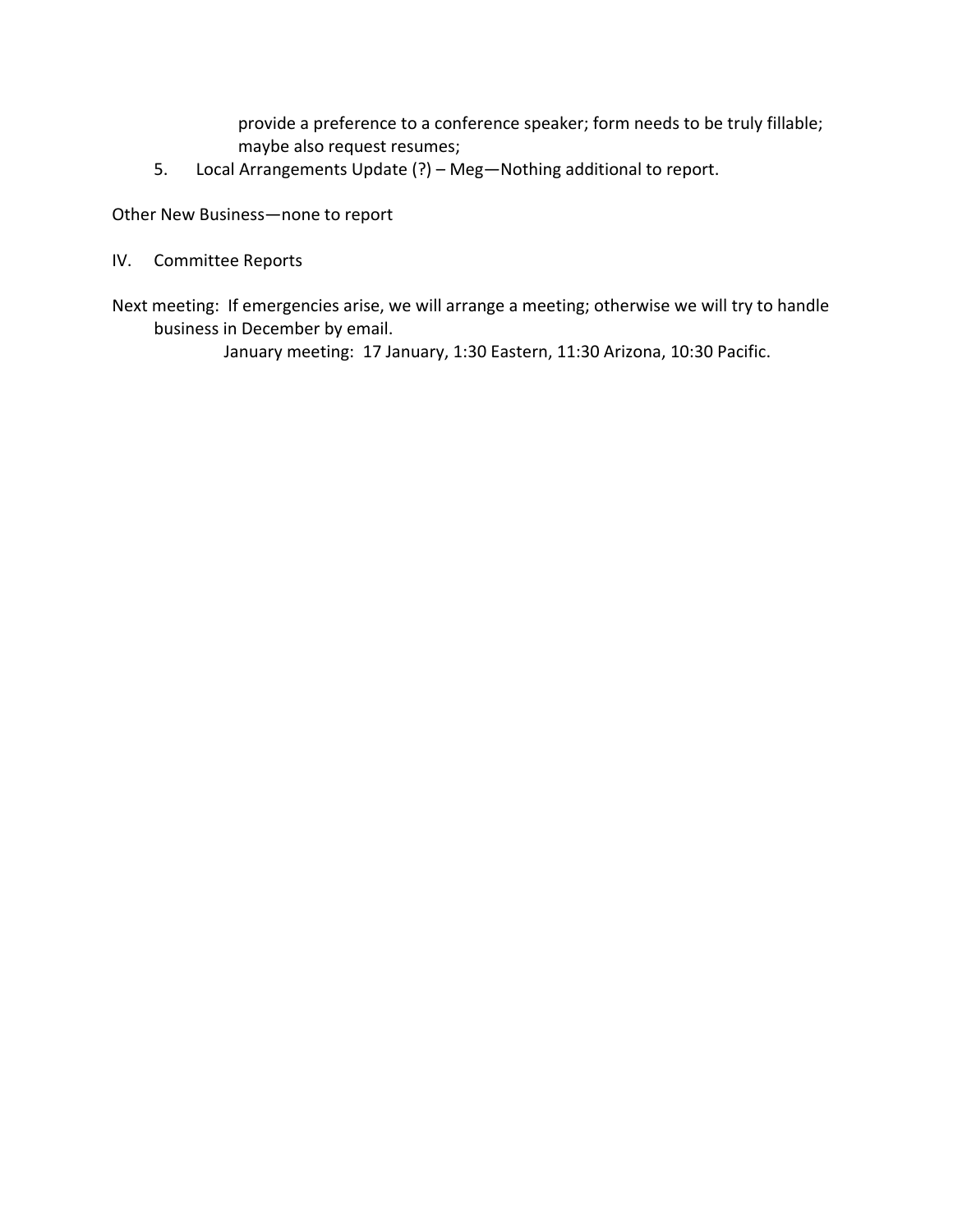provide a preference to a conference speaker; form needs to be truly fillable; maybe also request resumes;

5. Local Arrangements Update (?) – Meg—Nothing additional to report.

Other New Business—none to report

IV. Committee Reports

Next meeting: If emergencies arise, we will arrange a meeting; otherwise we will try to handle business in December by email.

January meeting: 17 January, 1:30 Eastern, 11:30 Arizona, 10:30 Pacific.